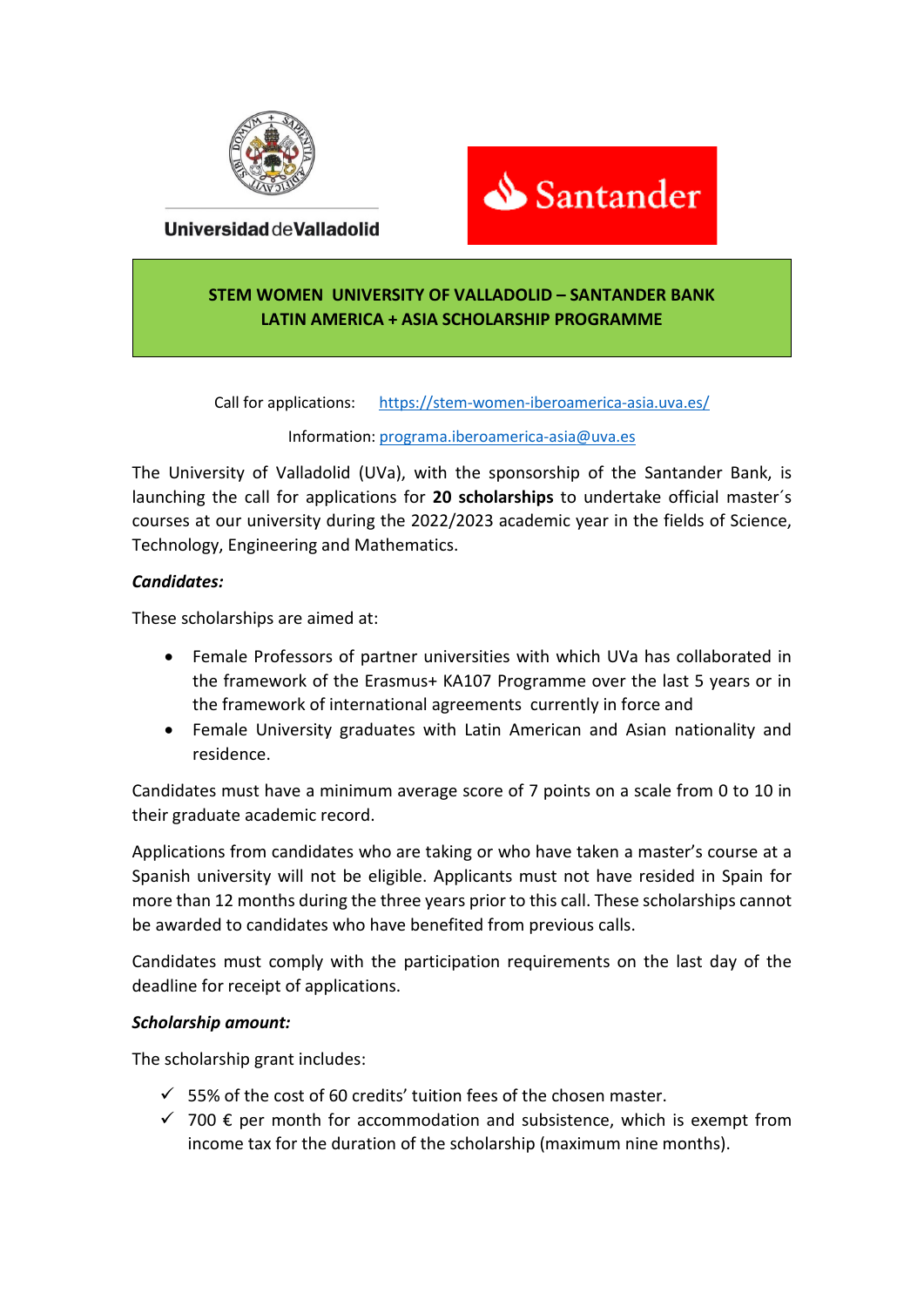Universidad de Valladolid

Santander

## STEM WOMEN UNIVERSITY OF VALLADOLID – SANTANDER BANK LATIN AMERICA + ASIA SCHOLARSHIP PROGRAMME

Call for applications: https://stem-women-iberoamerica-asia.uva.es/

Information: programa.iberoamerica-asia@uva.es

The University of Valladolid (UVa), with the sponsorship of the Santander Bank, is launching the call for applications for **20 scholarships** to undertake official master´s courses at our university during the 2022/2023 academic year in the fields of Science, Technology, Engineering and Mathematics.

***Candidates:***

These scholarships are aimed at:

- Female Professors of partner universities with which UVa has collaborated in the framework of the Erasmus+ KA107 Programme over the last 5 years or in the framework of international agreements currently in force and
- Female University graduates with Latin American and Asian nationality and residence.

Candidates must have a minimum average score of 7 points on a scale from 0 to 10 in their graduate academic record.

Applications from candidates who are taking or who have taken a master's course at a Spanish university will not be eligible. Applicants must not have resided in Spain for more than 12 months during the three years prior to this call. These scholarships cannot be awarded to candidates who have benefited from previous calls.

Candidates must comply with the participation requirements on the last day of the deadline for receipt of applications.

***Scholarship amount:***

The scholarship grant includes:

- ✓ 55% of the cost of 60 credits' tuition fees of the chosen master.
- ✓ 700 € per month for accommodation and subsistence, which is exempt from income tax for the duration of the scholarship (maximum nine months).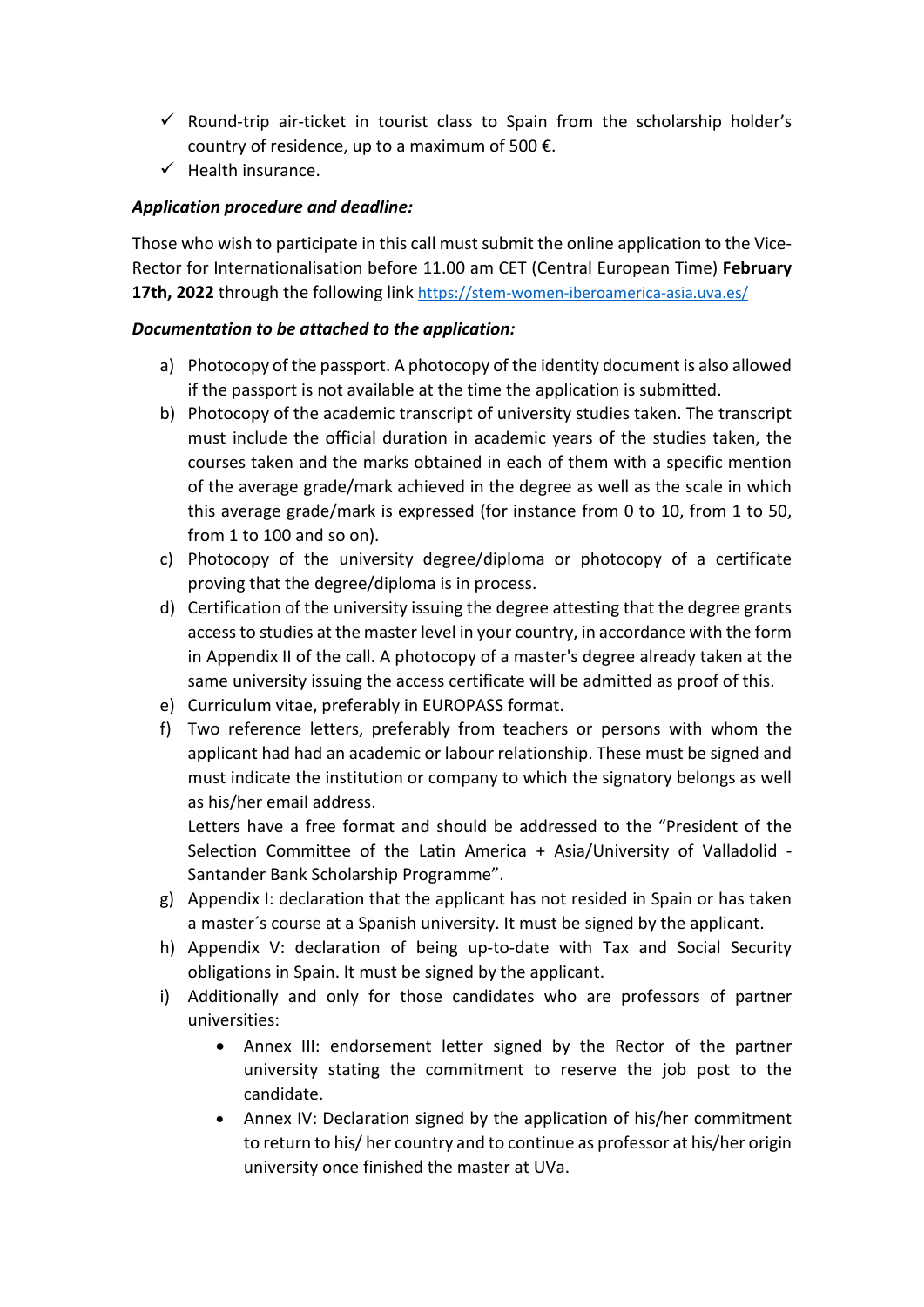- ✓ Round-trip air-ticket in tourist class to Spain from the scholarship holder's country of residence, up to a maximum of 500 €.
- ✓ Health insurance.

***Application procedure and deadline:***

Those who wish to participate in this call must submit the online application to the Vice-Rector for Internationalisation before 11.00 am CET (Central European Time) **February 17th, 2022** through the following link https://stem-women-iberoamerica-asia.uva.es/

***Documentation to be attached to the application:***

a) Photocopy of the passport. A photocopy of the identity document is also allowed if the passport is not available at the time the application is submitted.

b) Photocopy of the academic transcript of university studies taken. The transcript must include the official duration in academic years of the studies taken, the courses taken and the marks obtained in each of them with a specific mention of the average grade/mark achieved in the degree as well as the scale in which this average grade/mark is expressed (for instance from 0 to 10, from 1 to 50, from 1 to 100 and so on).

c) Photocopy of the university degree/diploma or photocopy of a certificate proving that the degree/diploma is in process.

d) Certification of the university issuing the degree attesting that the degree grants access to studies at the master level in your country, in accordance with the form in Appendix II of the call. A photocopy of a master's degree already taken at the same university issuing the access certificate will be admitted as proof of this.

e) Curriculum vitae, preferably in EUROPASS format.

f) Two reference letters, preferably from teachers or persons with whom the applicant had had an academic or labour relationship. These must be signed and must indicate the institution or company to which the signatory belongs as well as his/her email address.

   Letters have a free format and should be addressed to the "President of the Selection Committee of the Latin America + Asia/University of Valladolid - Santander Bank Scholarship Programme".

g) Appendix I: declaration that the applicant has not resided in Spain or has taken a master´s course at a Spanish university. It must be signed by the applicant.

h) Appendix V: declaration of being up-to-date with Tax and Social Security obligations in Spain. It must be signed by the applicant.

i) Additionally and only for those candidates who are professors of partner universities:

   - Annex III: endorsement letter signed by the Rector of the partner university stating the commitment to reserve the job post to the candidate.
   - Annex IV: Declaration signed by the application of his/her commitment to return to his/ her country and to continue as professor at his/her origin university once finished the master at UVa.